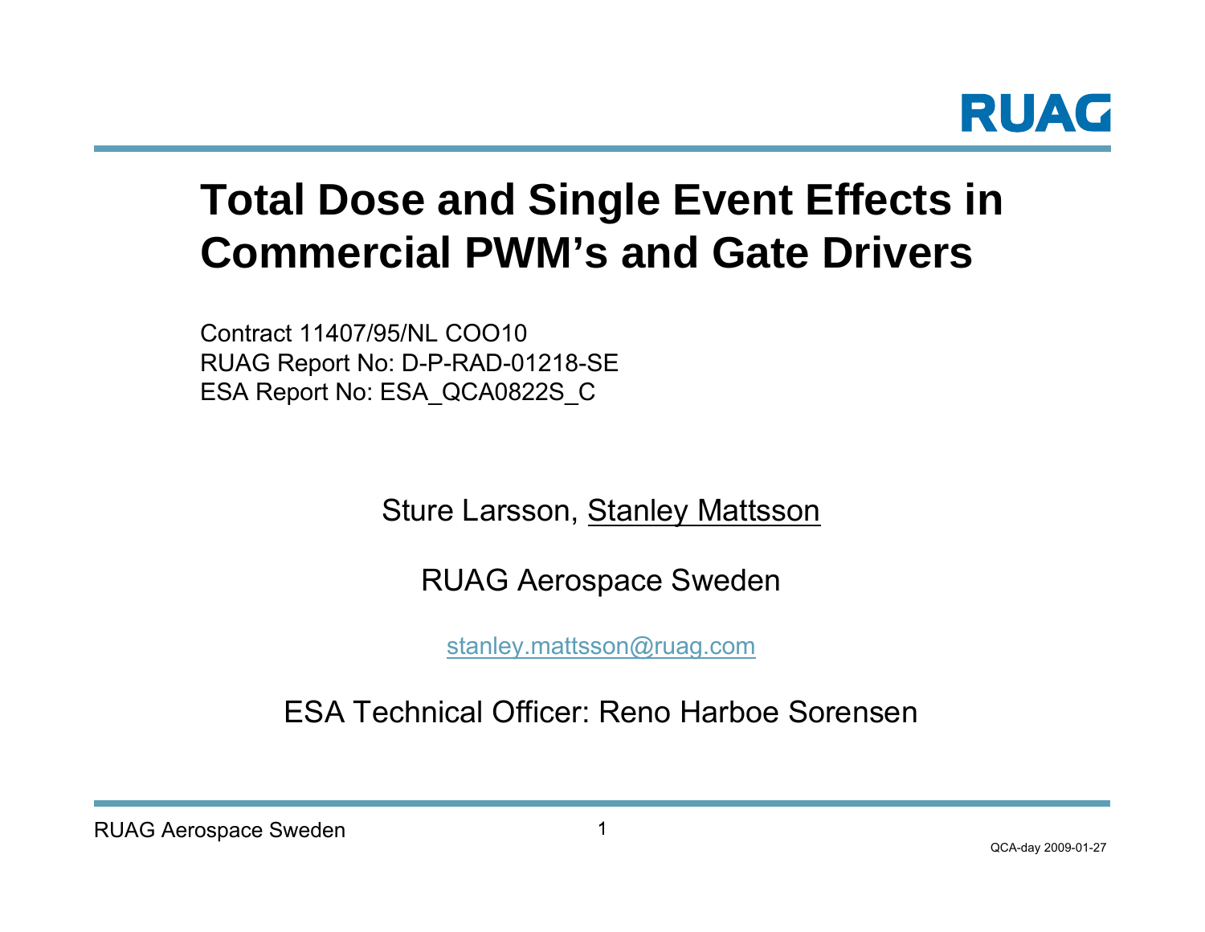# Total Dose and Single Event Effects in Commercial PWM's and Gate Drivers

Contract 11407/95/NL COO10
RUAG Report No: D-P-RAD-01218-SE
ESA Report No: ESA_QCA0822S_C

Sture Larsson, Stanley Mattsson

RUAG Aerospace Sweden

stanley.mattsson@ruag.com

ESA Technical Officer: Reno Harboe Sorensen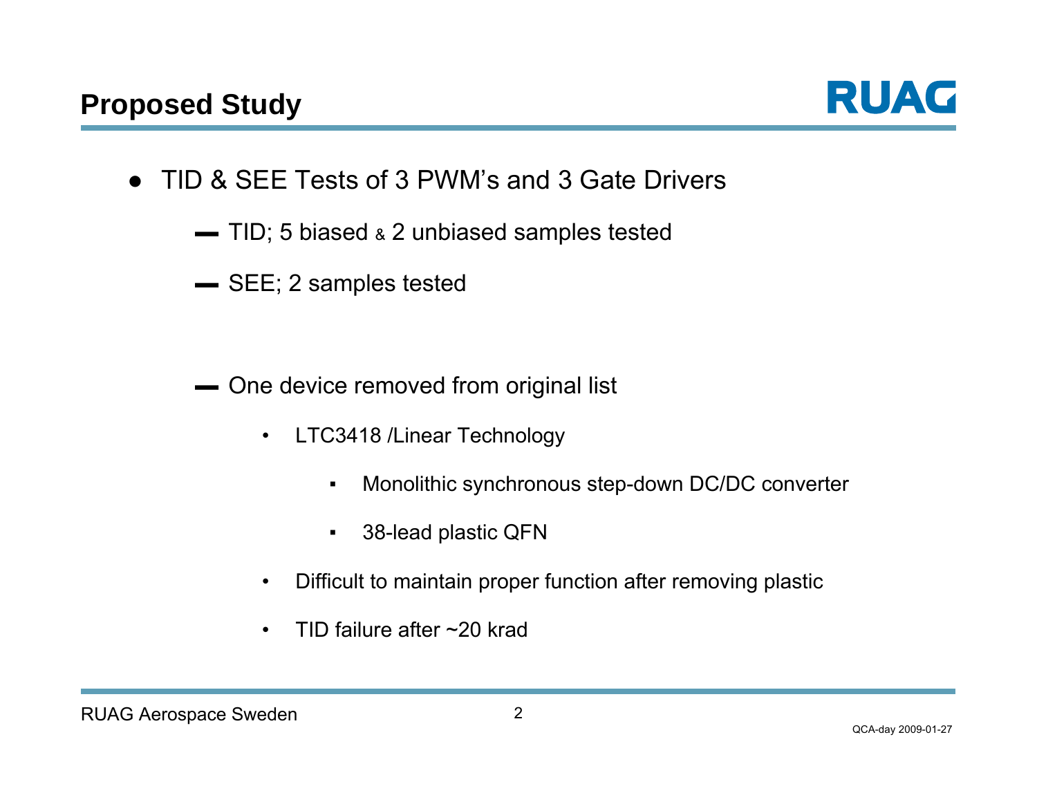## Proposed Study

- TID & SEE Tests of 3 PWM's and 3 Gate Drivers
  - TID; 5 biased & 2 unbiased samples tested
  - SEE; 2 samples tested
  - One device removed from original list
    - LTC3418 /Linear Technology
      - Monolithic synchronous step-down DC/DC converter
      - 38-lead plastic QFN
    - Difficult to maintain proper function after removing plastic
    - TID failure after ~20 krad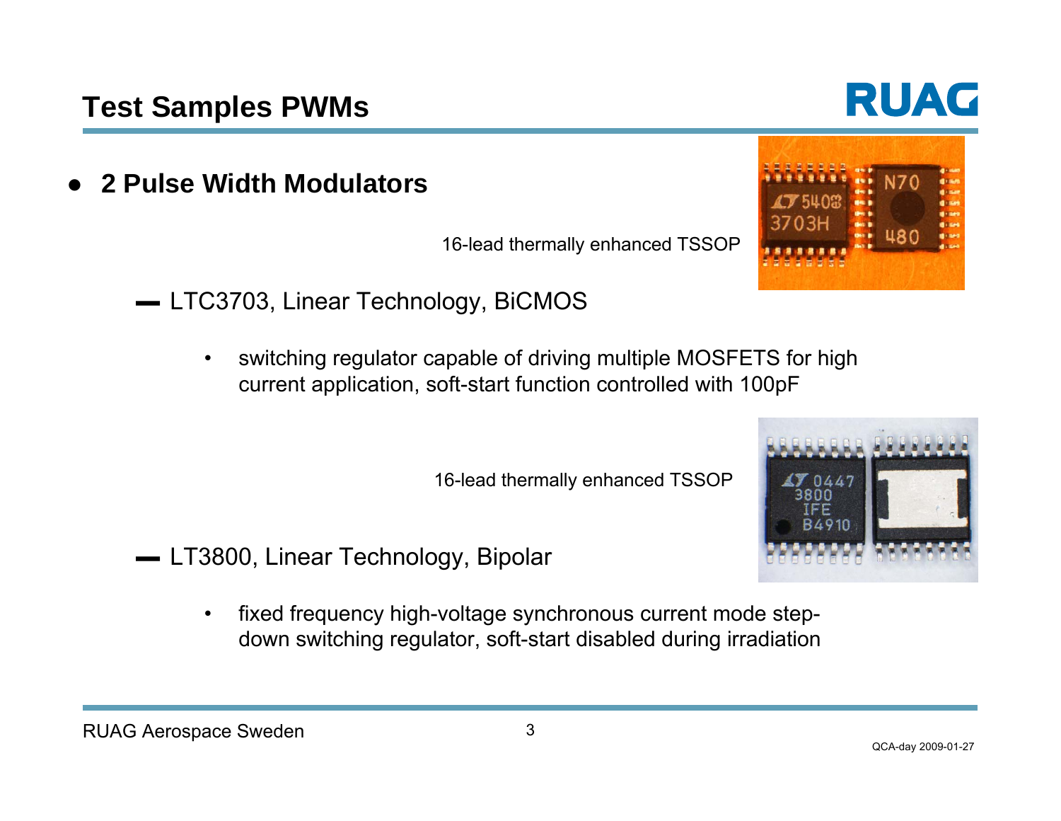# Test Samples PWMs

- **2 Pulse Width Modulators**

16-lead thermally enhanced TSSOP

  - LTC3703, Linear Technology, BiCMOS
    - switching regulator capable of driving multiple MOSFETS for high current application, soft-start function controlled with 100pF

16-lead thermally enhanced TSSOP

  - LT3800, Linear Technology, Bipolar
    - fixed frequency high-voltage synchronous current mode step-down switching regulator, soft-start disabled during irradiation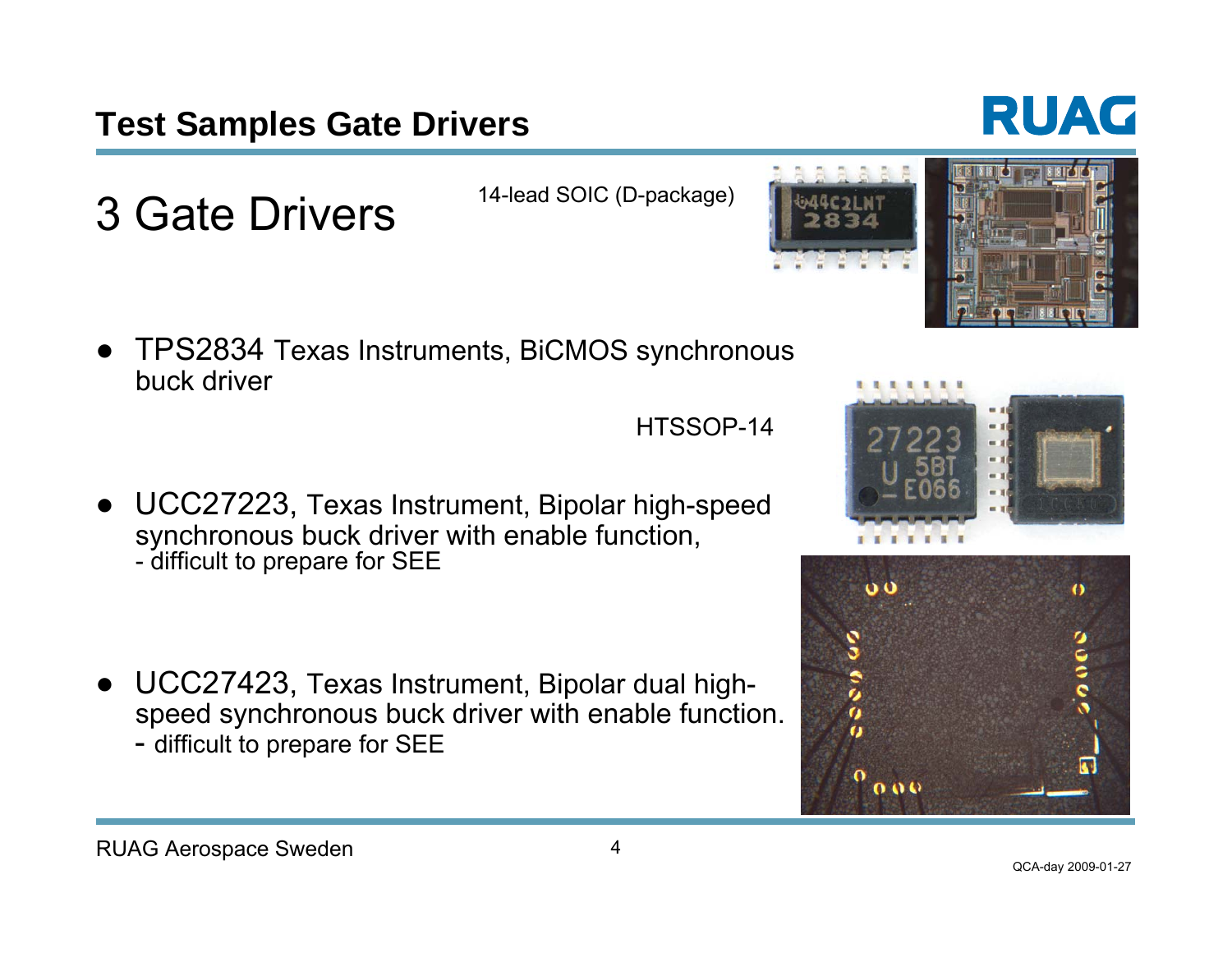# Test Samples Gate Drivers

## 3 Gate Drivers

14-lead SOIC (D-package)

- TPS2834 Texas Instruments, BiCMOS synchronous buck driver

HTSSOP-14

- UCC27223, Texas Instrument, Bipolar high-speed synchronous buck driver with enable function,
  - difficult to prepare for SEE

- UCC27423, Texas Instrument, Bipolar dual high-speed synchronous buck driver with enable function.
  - difficult to prepare for SEE

RUAG Aerospace Sweden

QCA-day 2009-01-27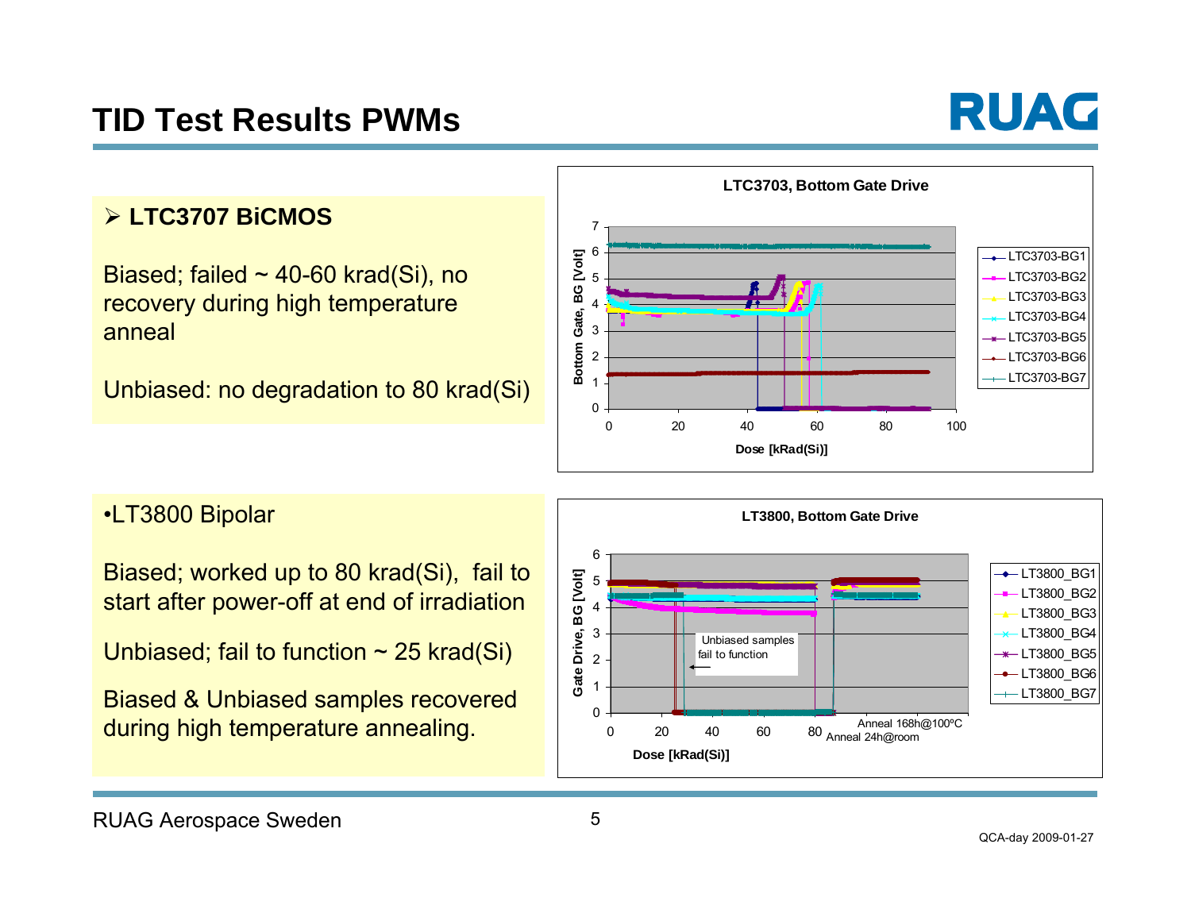# TID Test Results PWMs

- **LTC3707 BiCMOS**

Biased; failed ~ 40-60 krad(Si), no recovery during high temperature anneal

Unbiased: no degradation to 80 krad(Si)

**LTC3703, Bottom Gate Drive**

Bottom Gate, BG [Volt]

Dose [kRad(Si)]

LTC3703-BG1, LTC3703-BG2, LTC3703-BG3, LTC3703-BG4, LTC3703-BG5, LTC3703-BG6, LTC3703-BG7

- LT3800 Bipolar

Biased; worked up to 80 krad(Si), fail to start after power-off at end of irradiation

Unbiased; fail to function ~ 25 krad(Si)

Biased & Unbiased samples recovered during high temperature annealing.

**LT3800, Bottom Gate Drive**

Gate Drive, BG [Volt]

Dose [kRad(Si)]

Unbiased samples fail to function

Anneal 24h@room

Anneal 168h@100ºC

LT3800_BG1, LT3800_BG2, LT3800_BG3, LT3800_BG4, LT3800_BG5, LT3800_BG6, LT3800_BG7

RUAG Aerospace Sweden

QCA-day 2009-01-27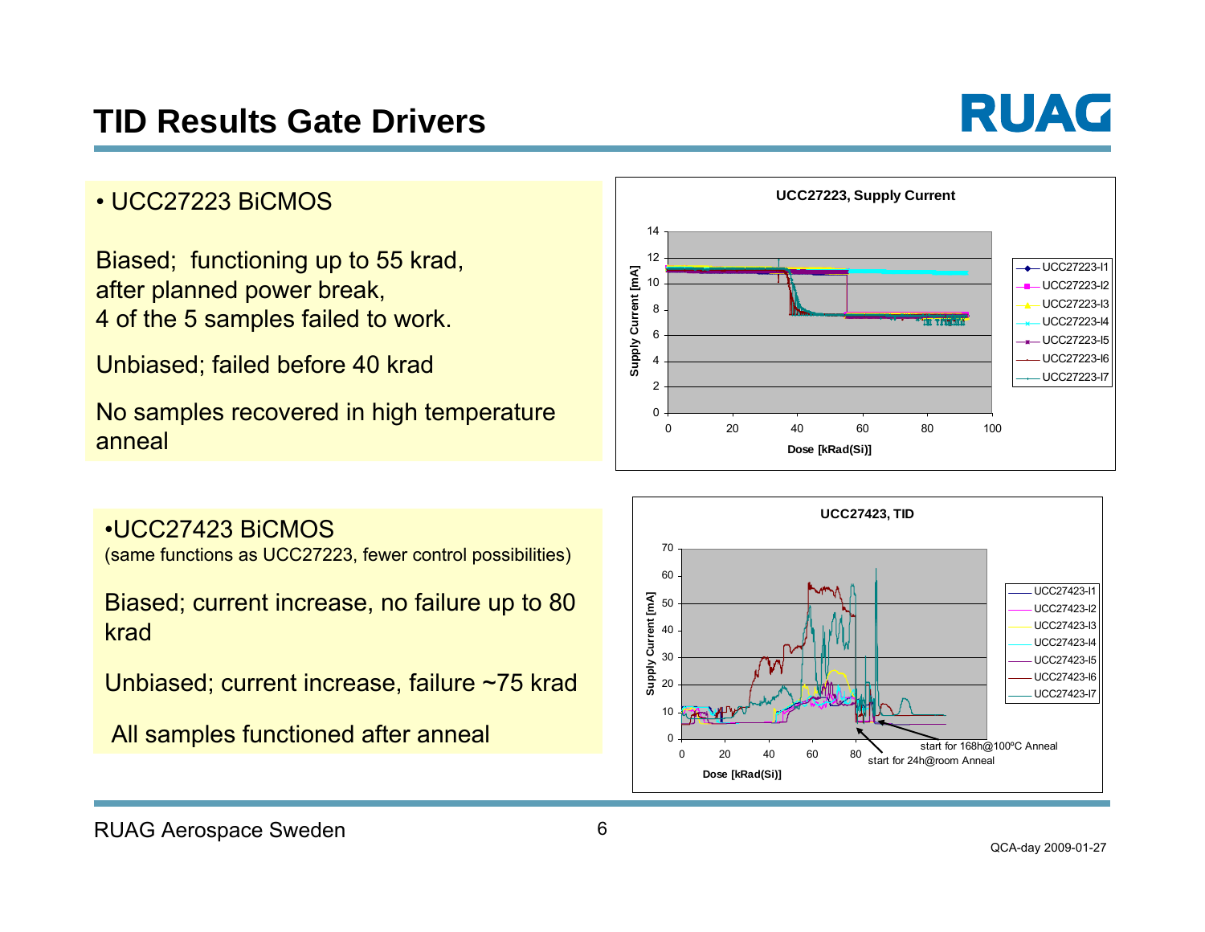# TID Results Gate Drivers

- UCC27223 BiCMOS

Biased; functioning up to 55 krad, after planned power break, 4 of the 5 samples failed to work.

Unbiased; failed before 40 krad

No samples recovered in high temperature anneal

- UCC27423 BiCMOS

(same functions as UCC27223, fewer control possibilities)

Biased; current increase, no failure up to 80 krad

Unbiased; current increase, failure ~75 krad

All samples functioned after anneal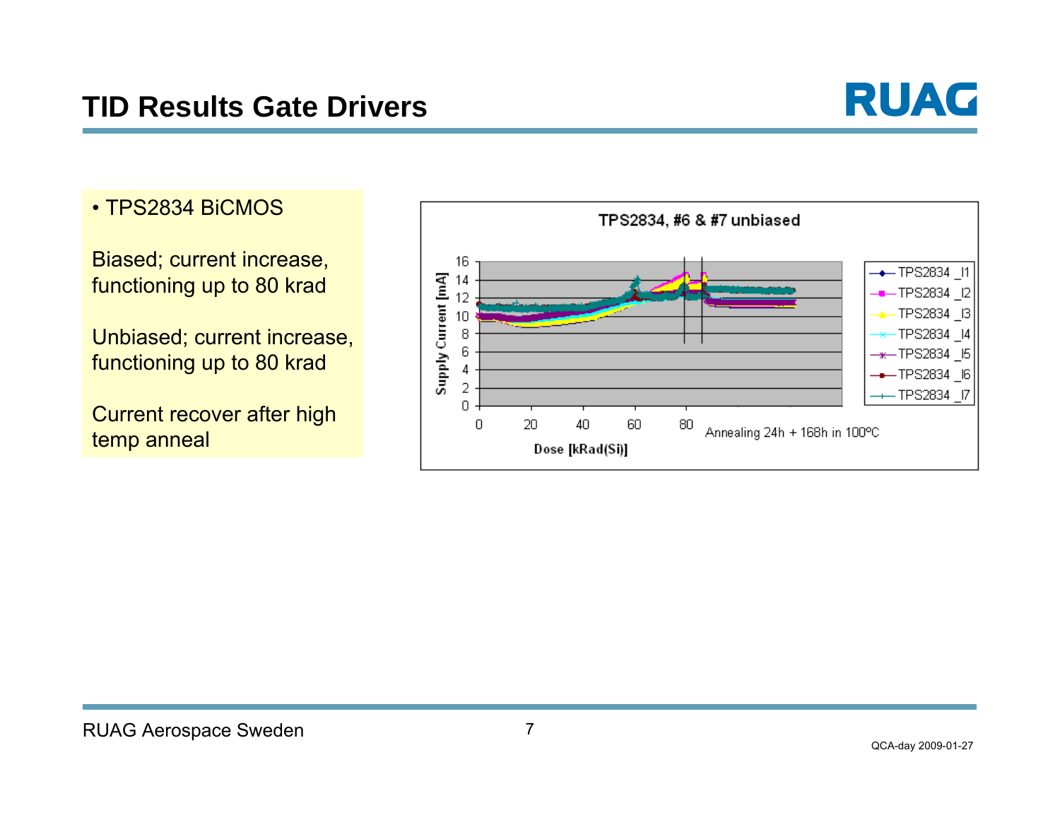# TID Results Gate Drivers

- TPS2834 BiCMOS

Biased; current increase, functioning up to 80 krad

Unbiased; current increase, functioning up to 80 krad

Current recover after high temp anneal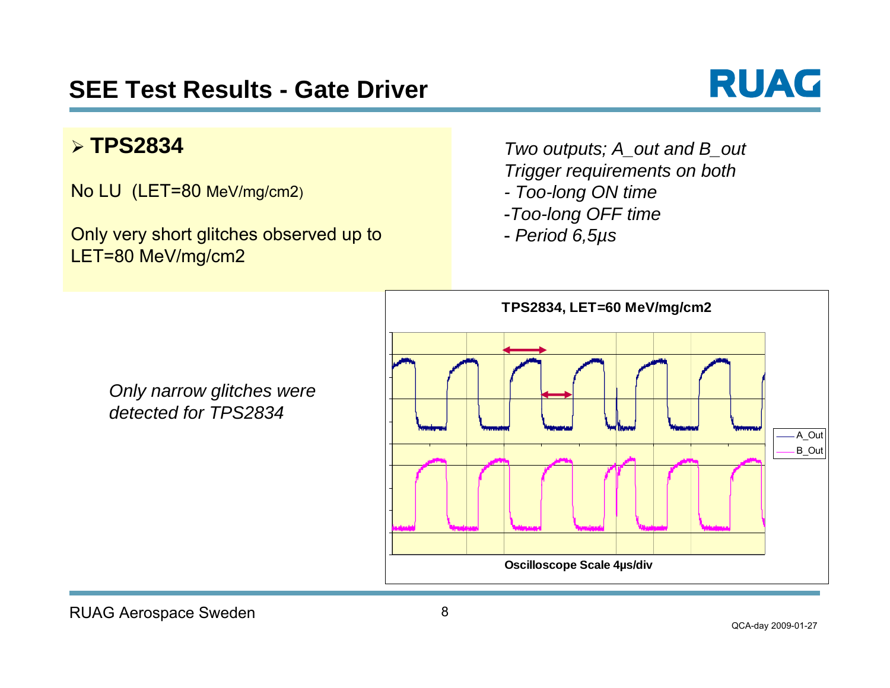# SEE Test Results - Gate Driver

## ➢ TPS2834

No LU (LET=80 MeV/mg/cm2)

Only very short glitches observed up to LET=80 MeV/mg/cm2

*Two outputs; A_out and B_out*
*Trigger requirements on both*
*- Too-long ON time*
*-Too-long OFF time*
*- Period 6,5µs*

**TPS2834, LET=60 MeV/mg/cm2**

A_Out
B_Out

**Oscilloscope Scale 4µs/div**

*Only narrow glitches were detected for TPS2834*

RUAG Aerospace Sweden

QCA-day 2009-01-27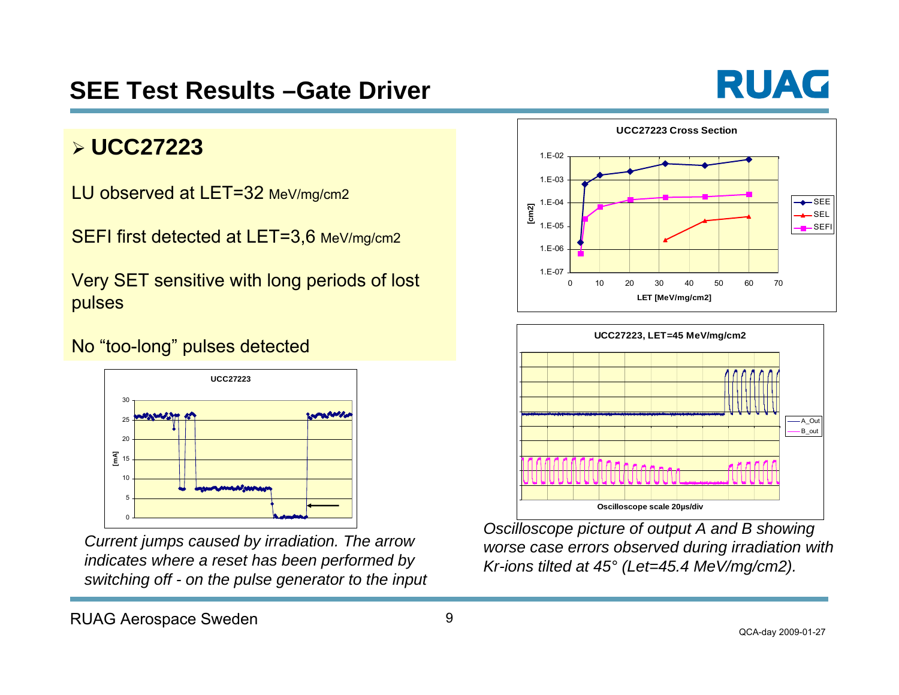# SEE Test Results –Gate Driver

## UCC27223

LU observed at LET=32 MeV/mg/cm2

SEFI first detected at LET=3,6 MeV/mg/cm2

Very SET sensitive with long periods of lost pulses

No “too-long” pulses detected

*Current jumps caused by irradiation. The arrow indicates where a reset has been performed by switching off - on the pulse generator to the input*

*Oscilloscope picture of output A and B showing worse case errors observed during irradiation with Kr-ions tilted at 45° (Let=45.4 MeV/mg/cm2).*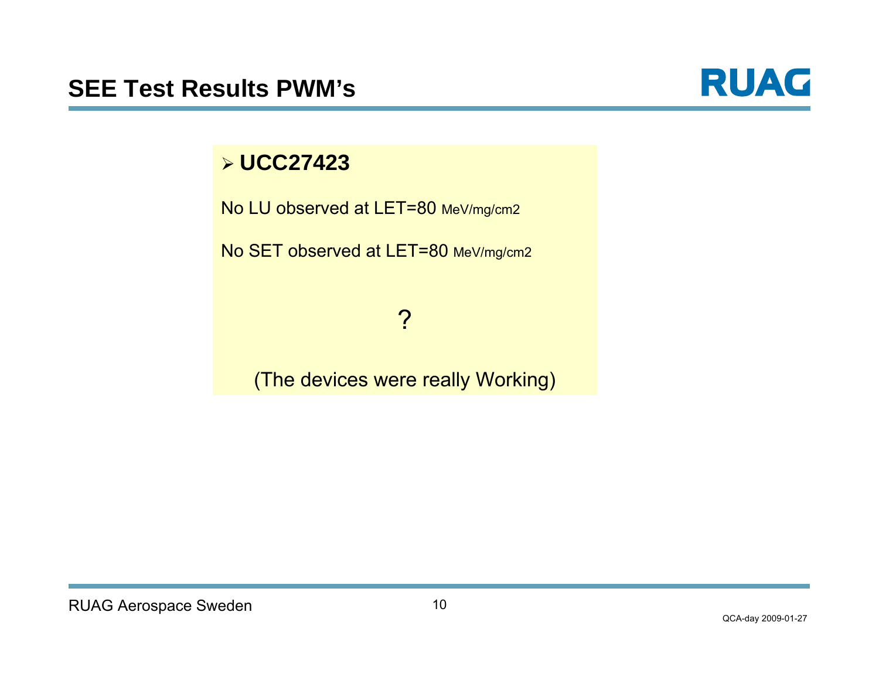# SEE Test Results PWM's

- **UCC27423**

No LU observed at LET=80 MeV/mg/cm2

No SET observed at LET=80 MeV/mg/cm2

?

(The devices were really Working)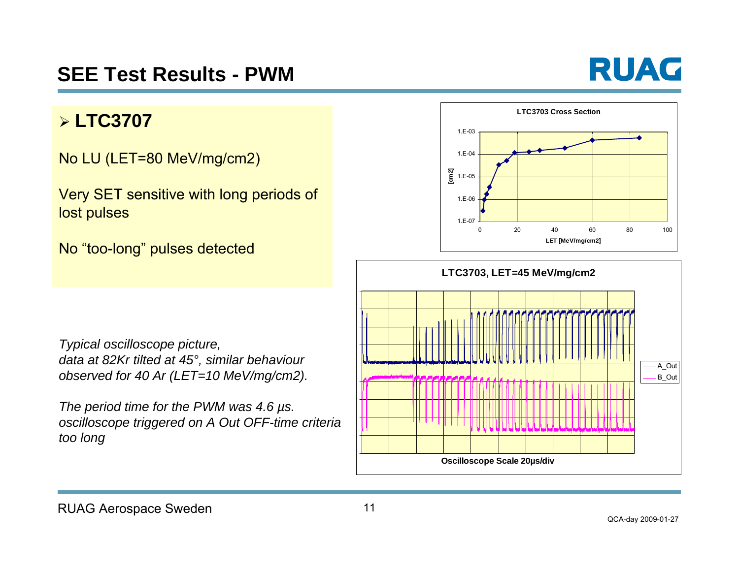# SEE Test Results - PWM

- **LTC3707**

No LU (LET=80 MeV/mg/cm2)

Very SET sensitive with long periods of lost pulses

No “too-long” pulses detected

*Typical oscilloscope picture, data at 82Kr tilted at 45°, similar behaviour observed for 40 Ar (LET=10 MeV/mg/cm2).*

*The period time for the PWM was 4.6 µs. oscilloscope triggered on A Out OFF-time criteria too long*

**LTC3703 Cross Section**

**LTC3703, LET=45 MeV/mg/cm2**

**Oscilloscope Scale 20µs/div**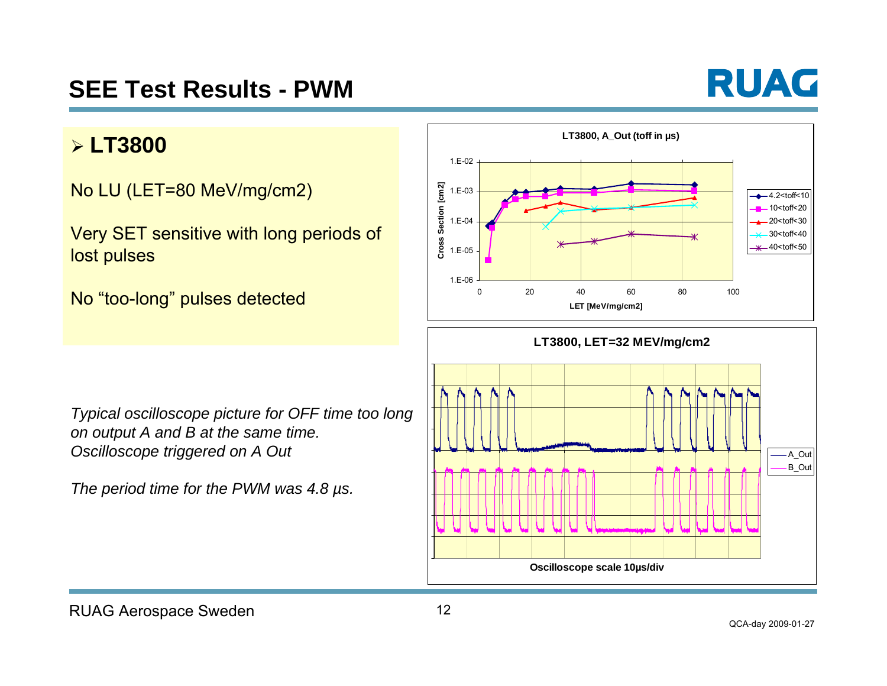# SEE Test Results - PWM

## ➢ LT3800

No LU (LET=80 MeV/mg/cm2)

Very SET sensitive with long periods of lost pulses

No “too-long” pulses detected

*Typical oscilloscope picture for OFF time too long on output A and B at the same time. Oscilloscope triggered on A Out*

*The period time for the PWM was 4.8 µs.*

**LT3800, A_Out (toff in µs)**

**LT3800, LET=32 MEV/mg/cm2**

Oscilloscope scale 10µs/div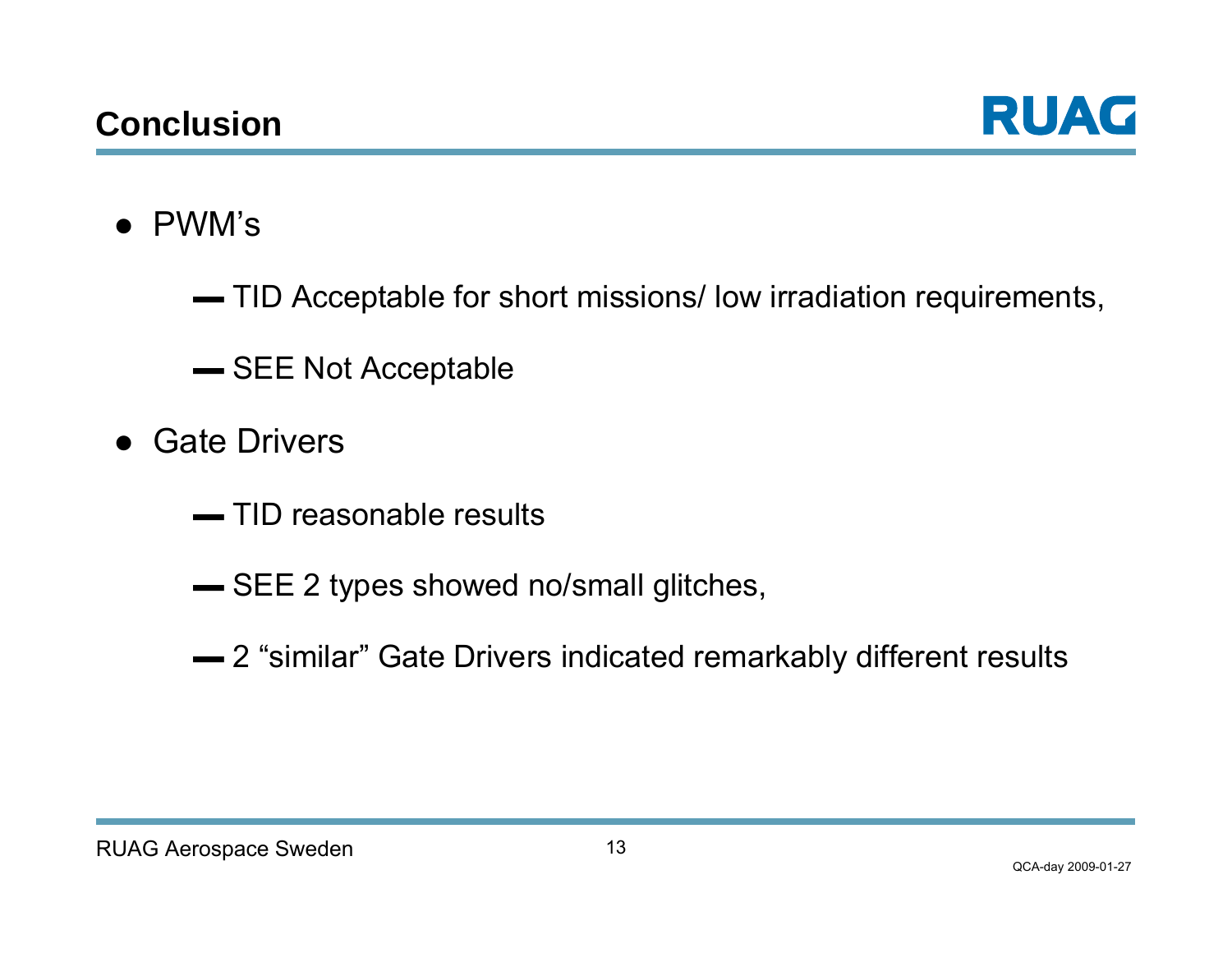## Conclusion

- PWM's
  - TID Acceptable for short missions/ low irradiation requirements,
  - SEE Not Acceptable
- Gate Drivers
  - TID reasonable results
  - SEE 2 types showed no/small glitches,
  - 2 "similar" Gate Drivers indicated remarkably different results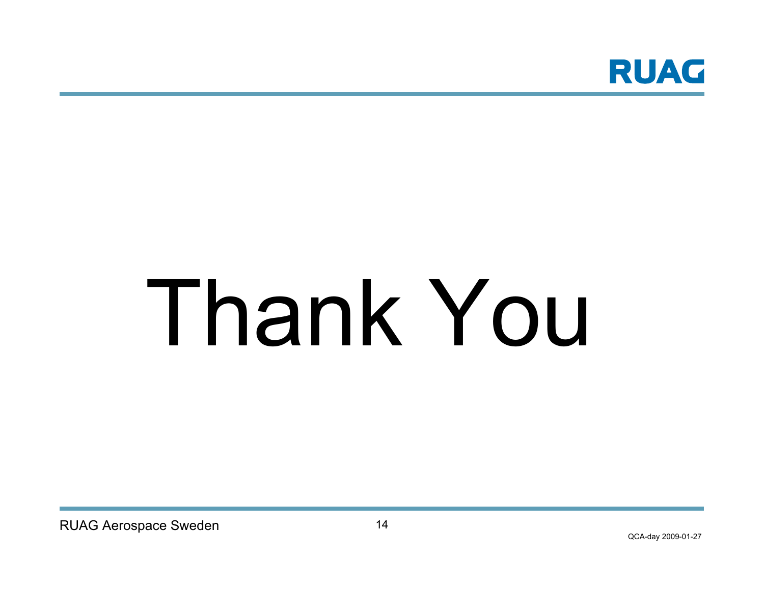# Thank You